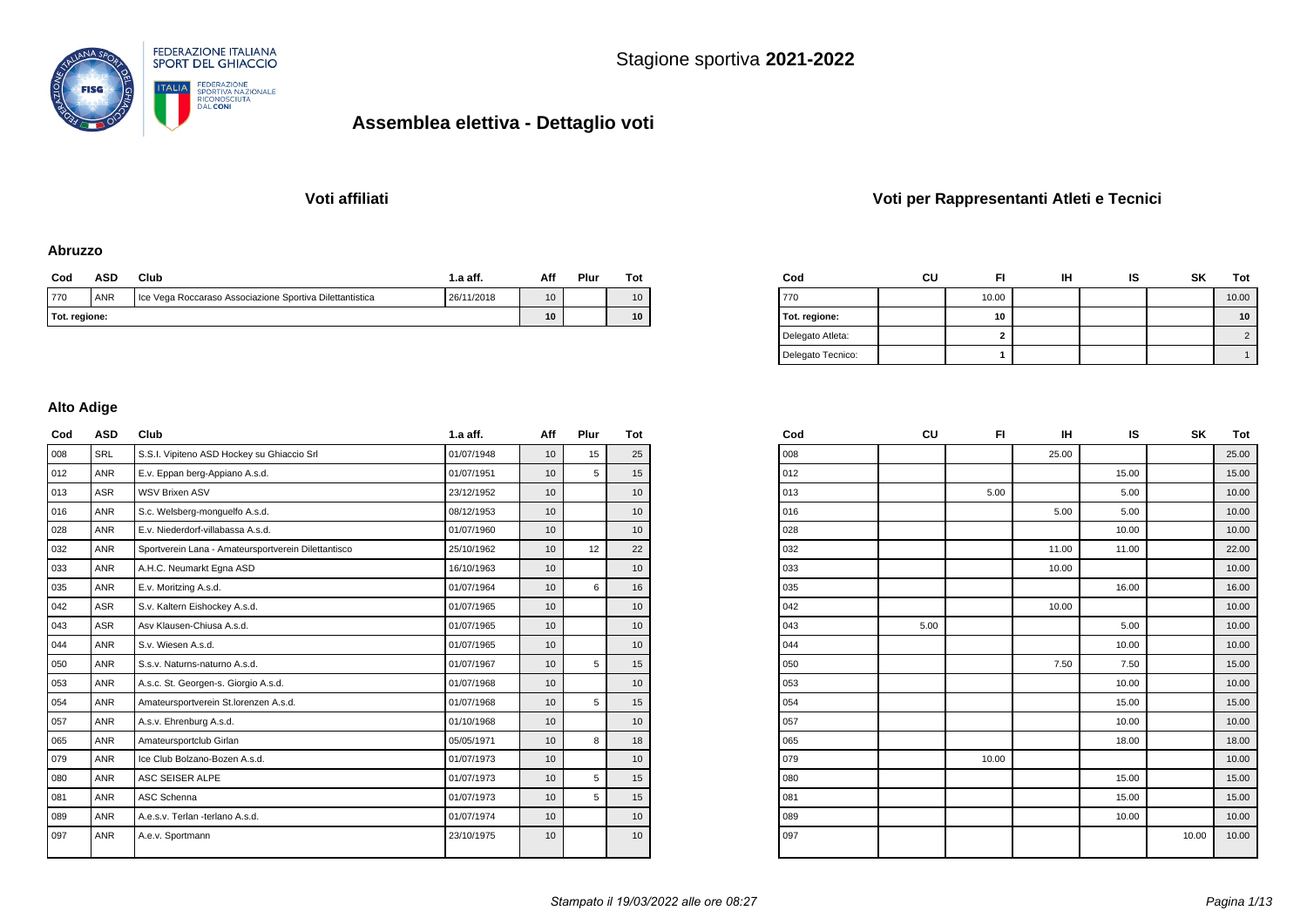FEDERAZIONE ITALIANA SPORT DEL GHIACCIO

Stagione sportiva **2021-2022**

# Assemblea elettiva - Dettaglio voti

## Voti affiliati

### Abruzzo

| Cod | ASD | Club | 1.a aff. | Aff | Plur | Tot |
|---|---|---|---|---|---|---|
| 770 | ANR | Ice Vega Roccaraso Associazione Sportiva Dilettantistica | 26/11/2018 | 10 | | 10 |
| Tot. regione: | | | | 10 | | 10 |

### Alto Adige

| Cod | ASD | Club | 1.a aff. | Aff | Plur | Tot |
|---|---|---|---|---|---|---|
| 008 | SRL | S.S.I. Vipiteno ASD Hockey su Ghiaccio Srl | 01/07/1948 | 10 | 15 | 25 |
| 012 | ANR | E.v. Eppan berg-Appiano A.s.d. | 01/07/1951 | 10 | 5 | 15 |
| 013 | ASR | WSV Brixen ASV | 23/12/1952 | 10 | | 10 |
| 016 | ANR | S.c. Welsberg-monguelfo A.s.d. | 08/12/1953 | 10 | | 10 |
| 028 | ANR | E.v. Niederdorf-villabassa A.s.d. | 01/07/1960 | 10 | | 10 |
| 032 | ANR | Sportverein Lana - Amateursportverein Dilettantisco | 25/10/1962 | 10 | 12 | 22 |
| 033 | ANR | A.H.C. Neumarkt Egna ASD | 16/10/1963 | 10 | | 10 |
| 035 | ANR | E.v. Moritzing A.s.d. | 01/07/1964 | 10 | 6 | 16 |
| 042 | ASR | S.v. Kaltern Eishockey A.s.d. | 01/07/1965 | 10 | | 10 |
| 043 | ASR | Asv Klausen-Chiusa A.s.d. | 01/07/1965 | 10 | | 10 |
| 044 | ANR | S.v. Wiesen A.s.d. | 01/07/1965 | 10 | | 10 |
| 050 | ANR | S.s.v. Naturns-naturno A.s.d. | 01/07/1967 | 10 | 5 | 15 |
| 053 | ANR | A.s.c. St. Georgen-s. Giorgio A.s.d. | 01/07/1968 | 10 | | 10 |
| 054 | ANR | Amateursportverein St.lorenzen A.s.d. | 01/07/1968 | 10 | 5 | 15 |
| 057 | ANR | A.s.v. Ehrenburg A.s.d. | 01/10/1968 | 10 | | 10 |
| 065 | ANR | Amateursportclub Girlan | 05/05/1971 | 10 | 8 | 18 |
| 079 | ANR | Ice Club Bolzano-Bozen A.s.d. | 01/07/1973 | 10 | | 10 |
| 080 | ANR | ASC SEISER ALPE | 01/07/1973 | 10 | 5 | 15 |
| 081 | ANR | ASC Schenna | 01/07/1973 | 10 | 5 | 15 |
| 089 | ANR | A.e.s.v. Terlan -terlano A.s.d. | 01/07/1974 | 10 | | 10 |
| 097 | ANR | A.e.v. Sportmann | 23/10/1975 | 10 | | 10 |

## Voti per Rappresentanti Atleti e Tecnici

### Abruzzo

| Cod | CU | FI | IH | IS | SK | Tot |
|---|---|---|---|---|---|---|
| 770 | | 10.00 | | | | 10.00 |
| Tot. regione: | | 10 | | | | 10 |
| Delegato Atleta: | | 2 | | | | 2 |
| Delegato Tecnico: | | 1 | | | | 1 |

### Alto Adige

| Cod | CU | FI | IH | IS | SK | Tot |
|---|---|---|---|---|---|---|
| 008 | | | 25.00 | | | 25.00 |
| 012 | | | | 15.00 | | 15.00 |
| 013 | | 5.00 | | 5.00 | | 10.00 |
| 016 | | | 5.00 | 5.00 | | 10.00 |
| 028 | | | | 10.00 | | 10.00 |
| 032 | | | 11.00 | 11.00 | | 22.00 |
| 033 | | | 10.00 | | | 10.00 |
| 035 | | | | 16.00 | | 16.00 |
| 042 | | | 10.00 | | | 10.00 |
| 043 | 5.00 | | | 5.00 | | 10.00 |
| 044 | | | | 10.00 | | 10.00 |
| 050 | | | 7.50 | 7.50 | | 15.00 |
| 053 | | | | 10.00 | | 10.00 |
| 054 | | | | 15.00 | | 15.00 |
| 057 | | | | 10.00 | | 10.00 |
| 065 | | | | 18.00 | | 18.00 |
| 079 | | 10.00 | | | | 10.00 |
| 080 | | | | 15.00 | | 15.00 |
| 081 | | | | 15.00 | | 15.00 |
| 089 | | | | 10.00 | | 10.00 |
| 097 | | | | | 10.00 | 10.00 |

*Stampato il 19/03/2022 alle ore 08:27*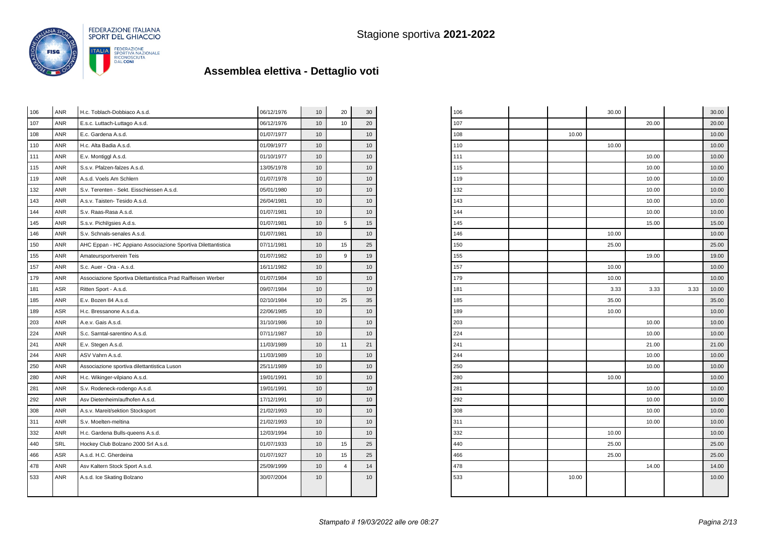FEDERAZIONE ITALIANA SPORT DEL GHIACCIO

Stagione sportiva **2021-2022**

## Assemblea elettiva - Dettaglio voti

| | | | | | | |
|---|---|---|---|---|---|---|
| 106 | ANR | H.c. Toblach-Dobbiaco A.s.d. | 06/12/1976 | 10 | 20 | 30 |
| 107 | ANR | E.s.c. Luttach-Luttago A.s.d. | 06/12/1976 | 10 | 10 | 20 |
| 108 | ANR | E.c. Gardena A.s.d. | 01/07/1977 | 10 | | 10 |
| 110 | ANR | H.c. Alta Badia A.s.d. | 01/09/1977 | 10 | | 10 |
| 111 | ANR | E.v. Montiggl A.s.d. | 01/10/1977 | 10 | | 10 |
| 115 | ANR | S.s.v. Pfalzen-falzes A.s.d. | 13/05/1978 | 10 | | 10 |
| 119 | ANR | A.s.d. Voels Am Schlern | 01/07/1978 | 10 | | 10 |
| 132 | ANR | S.v. Terenten - Sekt. Eisschiessen A.s.d. | 05/01/1980 | 10 | | 10 |
| 143 | ANR | A.s.v. Taisten- Tesido A.s.d. | 26/04/1981 | 10 | | 10 |
| 144 | ANR | S.v. Raas-Rasa A.s.d. | 01/07/1981 | 10 | | 10 |
| 145 | ANR | S.s.v. Pichl/gsies A.d.s. | 01/07/1981 | 10 | 5 | 15 |
| 146 | ANR | S.v. Schnals-senales A.s.d. | 01/07/1981 | 10 | | 10 |
| 150 | ANR | AHC Eppan - HC Appiano Associazione Sportiva Dilettantistica | 07/11/1981 | 10 | 15 | 25 |
| 155 | ANR | Amateursportverein Teis | 01/07/1982 | 10 | 9 | 19 |
| 157 | ANR | S.c. Auer - Ora - A.s.d. | 16/11/1982 | 10 | | 10 |
| 179 | ANR | Associazione Sportiva Dilettantistica Prad Raiffeisen Werber | 01/07/1984 | 10 | | 10 |
| 181 | ASR | Ritten Sport - A.s.d. | 09/07/1984 | 10 | | 10 |
| 185 | ANR | E.v. Bozen 84 A.s.d. | 02/10/1984 | 10 | 25 | 35 |
| 189 | ASR | H.c. Bressanone A.s.d.a. | 22/06/1985 | 10 | | 10 |
| 203 | ANR | A.e.v. Gais A.s.d. | 31/10/1986 | 10 | | 10 |
| 224 | ANR | S.c. Sarntal-sarentino A.s.d. | 07/11/1987 | 10 | | 10 |
| 241 | ANR | E.v. Stegen A.s.d. | 11/03/1989 | 10 | 11 | 21 |
| 244 | ANR | ASV Vahrn A.s.d. | 11/03/1989 | 10 | | 10 |
| 250 | ANR | Associazione sportiva dilettantistica Luson | 25/11/1989 | 10 | | 10 |
| 280 | ANR | H.c. Wikinger-vilpiano A.s.d. | 19/01/1991 | 10 | | 10 |
| 281 | ANR | S.v. Rodeneck-rodengo A.s.d. | 19/01/1991 | 10 | | 10 |
| 292 | ANR | Asv Dietenheim/aufhofen A.s.d. | 17/12/1991 | 10 | | 10 |
| 308 | ANR | A.s.v. Mareit/sektion Stocksport | 21/02/1993 | 10 | | 10 |
| 311 | ANR | S.v. Moelten-meltina | 21/02/1993 | 10 | | 10 |
| 332 | ANR | H.c. Gardena Bulls-queens A.s.d. | 12/03/1994 | 10 | | 10 |
| 440 | SRL | Hockey Club Bolzano 2000 Srl A.s.d. | 01/07/1933 | 10 | 15 | 25 |
| 466 | ASR | A.s.d. H.C. Gherdeina | 01/07/1927 | 10 | 15 | 25 |
| 478 | ANR | Asv Kaltern Stock Sport A.s.d. | 25/09/1999 | 10 | 4 | 14 |
| 533 | ANR | A.s.d. Ice Skating Bolzano | 30/07/2004 | 10 | | 10 |

| | | | | | | |
|---|---|---|---|---|---|---|
| 106 | | | 30.00 | | | 30.00 |
| 107 | | | | 20.00 | | 20.00 |
| 108 | | 10.00 | | | | 10.00 |
| 110 | | | 10.00 | | | 10.00 |
| 111 | | | | 10.00 | | 10.00 |
| 115 | | | | 10.00 | | 10.00 |
| 119 | | | | 10.00 | | 10.00 |
| 132 | | | | 10.00 | | 10.00 |
| 143 | | | | 10.00 | | 10.00 |
| 144 | | | | 10.00 | | 10.00 |
| 145 | | | | 15.00 | | 15.00 |
| 146 | | | 10.00 | | | 10.00 |
| 150 | | | 25.00 | | | 25.00 |
| 155 | | | | 19.00 | | 19.00 |
| 157 | | | 10.00 | | | 10.00 |
| 179 | | | 10.00 | | | 10.00 |
| 181 | | | 3.33 | 3.33 | 3.33 | 10.00 |
| 185 | | | 35.00 | | | 35.00 |
| 189 | | | 10.00 | | | 10.00 |
| 203 | | | | 10.00 | | 10.00 |
| 224 | | | | 10.00 | | 10.00 |
| 241 | | | | 21.00 | | 21.00 |
| 244 | | | | 10.00 | | 10.00 |
| 250 | | | | 10.00 | | 10.00 |
| 280 | | | 10.00 | | | 10.00 |
| 281 | | | | 10.00 | | 10.00 |
| 292 | | | | 10.00 | | 10.00 |
| 308 | | | | 10.00 | | 10.00 |
| 311 | | | | 10.00 | | 10.00 |
| 332 | | | 10.00 | | | 10.00 |
| 440 | | | 25.00 | | | 25.00 |
| 466 | | | 25.00 | | | 25.00 |
| 478 | | | | 14.00 | | 14.00 |
| 533 | | 10.00 | | | | 10.00 |

*Stampato il 19/03/2022 alle ore 08:27*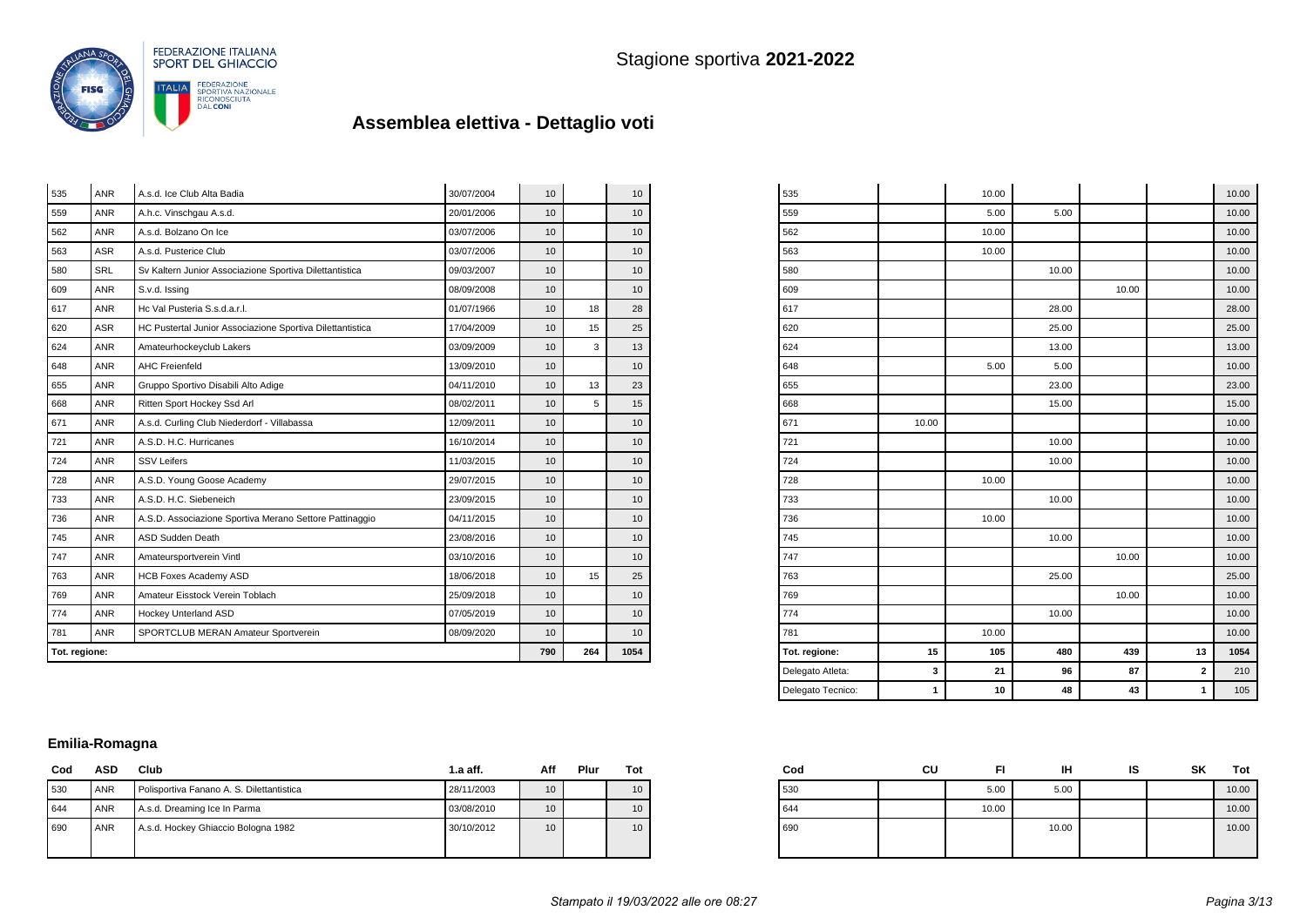Stagione sportiva **2021-2022**

## Assemblea elettiva - Dettaglio voti

| Cod | ASD | Club | 1.a aff. | Aff | Plur | Tot |
|---|---|---|---|---|---|---|
| 535 | ANR | A.s.d. Ice Club Alta Badia | 30/07/2004 | 10 | | 10 |
| 559 | ANR | A.h.c. Vinschgau A.s.d. | 20/01/2006 | 10 | | 10 |
| 562 | ANR | A.s.d. Bolzano On Ice | 03/07/2006 | 10 | | 10 |
| 563 | ASR | A.s.d. Pusterice Club | 03/07/2006 | 10 | | 10 |
| 580 | SRL | Sv Kaltern Junior Associazione Sportiva Dilettantistica | 09/03/2007 | 10 | | 10 |
| 609 | ANR | S.v.d. Issing | 08/09/2008 | 10 | | 10 |
| 617 | ANR | Hc Val Pusteria S.s.d.a.r.l. | 01/07/1966 | 10 | 18 | 28 |
| 620 | ASR | HC Pustertal Junior Associazione Sportiva Dilettantistica | 17/04/2009 | 10 | 15 | 25 |
| 624 | ANR | Amateurhockeyclub Lakers | 03/09/2009 | 10 | 3 | 13 |
| 648 | ANR | AHC Freienfeld | 13/09/2010 | 10 | | 10 |
| 655 | ANR | Gruppo Sportivo Disabili Alto Adige | 04/11/2010 | 10 | 13 | 23 |
| 668 | ANR | Ritten Sport Hockey Ssd Arl | 08/02/2011 | 10 | 5 | 15 |
| 671 | ANR | A.s.d. Curling Club Niederdorf - Villabassa | 12/09/2011 | 10 | | 10 |
| 721 | ANR | A.S.D. H.C. Hurricanes | 16/10/2014 | 10 | | 10 |
| 724 | ANR | SSV Leifers | 11/03/2015 | 10 | | 10 |
| 728 | ANR | A.S.D. Young Goose Academy | 29/07/2015 | 10 | | 10 |
| 733 | ANR | A.S.D. H.C. Siebeneich | 23/09/2015 | 10 | | 10 |
| 736 | ANR | A.S.D. Associazione Sportiva Merano Settore Pattinaggio | 04/11/2015 | 10 | | 10 |
| 745 | ANR | ASD Sudden Death | 23/08/2016 | 10 | | 10 |
| 747 | ANR | Amateursportverein Vintl | 03/10/2016 | 10 | | 10 |
| 763 | ANR | HCB Foxes Academy ASD | 18/06/2018 | 10 | 15 | 25 |
| 769 | ANR | Amateur Eisstock Verein Toblach | 25/09/2018 | 10 | | 10 |
| 774 | ANR | Hockey Unterland ASD | 07/05/2019 | 10 | | 10 |
| 781 | ANR | SPORTCLUB MERAN Amateur Sportverein | 08/09/2020 | 10 | | 10 |
| **Tot. regione:** | | | | **790** | **264** | **1054** |

| Cod | CU | FI | IH | IS | SK | Tot |
|---|---|---|---|---|---|---|
| 535 | | 10.00 | | | | 10.00 |
| 559 | | 5.00 | 5.00 | | | 10.00 |
| 562 | | 10.00 | | | | 10.00 |
| 563 | | 10.00 | | | | 10.00 |
| 580 | | | 10.00 | | | 10.00 |
| 609 | | | | 10.00 | | 10.00 |
| 617 | | | 28.00 | | | 28.00 |
| 620 | | | 25.00 | | | 25.00 |
| 624 | | | 13.00 | | | 13.00 |
| 648 | | 5.00 | 5.00 | | | 10.00 |
| 655 | | | 23.00 | | | 23.00 |
| 668 | | | 15.00 | | | 15.00 |
| 671 | 10.00 | | | | | 10.00 |
| 721 | | | 10.00 | | | 10.00 |
| 724 | | | 10.00 | | | 10.00 |
| 728 | | 10.00 | | | | 10.00 |
| 733 | | | 10.00 | | | 10.00 |
| 736 | | 10.00 | | | | 10.00 |
| 745 | | | 10.00 | | | 10.00 |
| 747 | | | | 10.00 | | 10.00 |
| 763 | | | 25.00 | | | 25.00 |
| 769 | | | | 10.00 | | 10.00 |
| 774 | | | 10.00 | | | 10.00 |
| 781 | | 10.00 | | | | 10.00 |
| **Tot. regione:** | **15** | **105** | **480** | **439** | **13** | **1054** |
| Delegato Atleta: | **3** | **21** | **96** | **87** | **2** | 210 |
| Delegato Tecnico: | **1** | **10** | **48** | **43** | **1** | 105 |

### Emilia-Romagna

| Cod | ASD | Club | 1.a aff. | Aff | Plur | Tot |
|---|---|---|---|---|---|---|
| 530 | ANR | Polisportiva Fanano A. S. Dilettantistica | 28/11/2003 | 10 | | 10 |
| 644 | ANR | A.s.d. Dreaming Ice In Parma | 03/08/2010 | 10 | | 10 |
| 690 | ANR | A.s.d. Hockey Ghiaccio Bologna 1982 | 30/10/2012 | 10 | | 10 |

| Cod | CU | FI | IH | IS | SK | Tot |
|---|---|---|---|---|---|---|
| 530 | | 5.00 | 5.00 | | | 10.00 |
| 644 | | 10.00 | | | | 10.00 |
| 690 | | | 10.00 | | | 10.00 |

*Stampato il 19/03/2022 alle ore 08:27*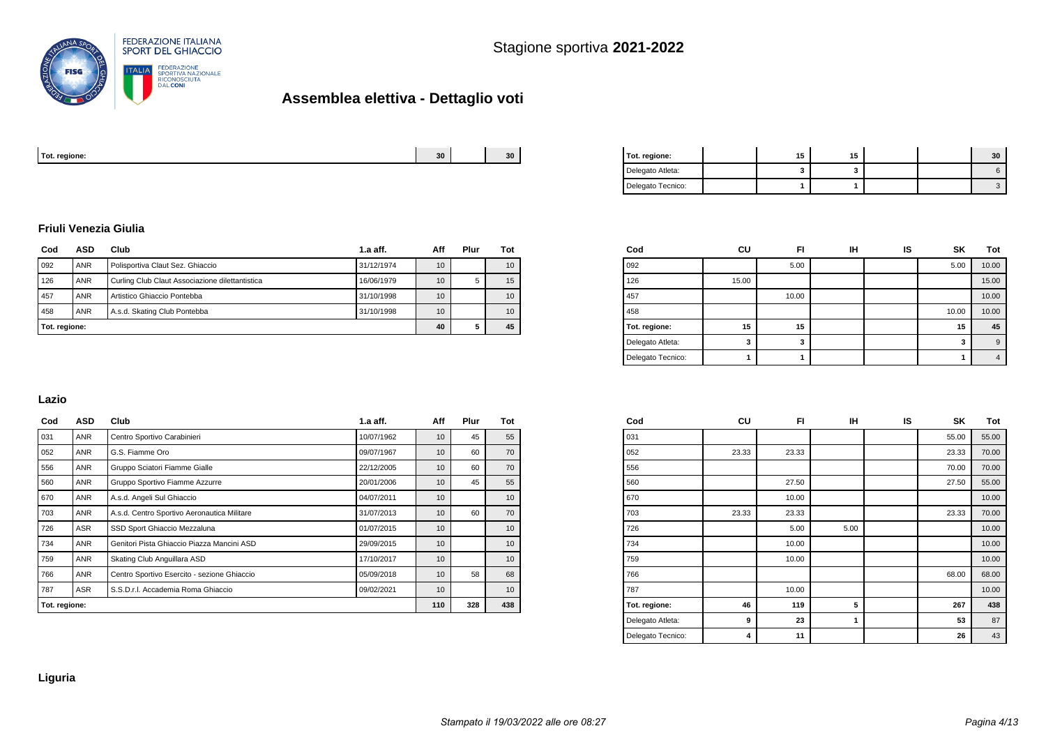Stagione sportiva **2021-2022**

# Assemblea elettiva - Dettaglio voti

| | | | |
|---|---|---|---|
| **Tot. regione:** | **30** | | **30** |

| Cod | CU | FI | IH | IS | SK | Tot |
|---|---|---|---|---|---|---|
| **Tot. regione:** | | **15** | **15** | | | **30** |
| Delegato Atleta: | | **3** | **3** | | | 6 |
| Delegato Tecnico: | | **1** | **1** | | | 3 |

### Friuli Venezia Giulia

| Cod | ASD | Club | 1.a aff. | Aff | Plur | Tot |
|---|---|---|---|---|---|---|
| 092 | ANR | Polisportiva Claut Sez. Ghiaccio | 31/12/1974 | 10 | | 10 |
| 126 | ANR | Curling Club Claut Associazione dilettantistica | 16/06/1979 | 10 | 5 | 15 |
| 457 | ANR | Artistico Ghiaccio Pontebba | 31/10/1998 | 10 | | 10 |
| 458 | ANR | A.s.d. Skating Club Pontebba | 31/10/1998 | 10 | | 10 |
| **Tot. regione:** | | | | **40** | **5** | **45** |

| Cod | CU | FI | IH | IS | SK | Tot |
|---|---|---|---|---|---|---|
| 092 | | 5.00 | | | 5.00 | 10.00 |
| 126 | 15.00 | | | | | 15.00 |
| 457 | | 10.00 | | | | 10.00 |
| 458 | | | | | 10.00 | 10.00 |
| **Tot. regione:** | **15** | **15** | | | **15** | **45** |
| Delegato Atleta: | **3** | **3** | | | **3** | 9 |
| Delegato Tecnico: | **1** | **1** | | | **1** | 4 |

### Lazio

| Cod | ASD | Club | 1.a aff. | Aff | Plur | Tot |
|---|---|---|---|---|---|---|
| 031 | ANR | Centro Sportivo Carabinieri | 10/07/1962 | 10 | 45 | 55 |
| 052 | ANR | G.S. Fiamme Oro | 09/07/1967 | 10 | 60 | 70 |
| 556 | ANR | Gruppo Sciatori Fiamme Gialle | 22/12/2005 | 10 | 60 | 70 |
| 560 | ANR | Gruppo Sportivo Fiamme Azzurre | 20/01/2006 | 10 | 45 | 55 |
| 670 | ANR | A.s.d. Angeli Sul Ghiaccio | 04/07/2011 | 10 | | 10 |
| 703 | ANR | A.s.d. Centro Sportivo Aeronautica Militare | 31/07/2013 | 10 | 60 | 70 |
| 726 | ASR | SSD Sport Ghiaccio Mezzaluna | 01/07/2015 | 10 | | 10 |
| 734 | ANR | Genitori Pista Ghiaccio Piazza Mancini ASD | 29/09/2015 | 10 | | 10 |
| 759 | ANR | Skating Club Anguillara ASD | 17/10/2017 | 10 | | 10 |
| 766 | ANR | Centro Sportivo Esercito - sezione Ghiaccio | 05/09/2018 | 10 | 58 | 68 |
| 787 | ASR | S.S.D.r.l. Accademia Roma Ghiaccio | 09/02/2021 | 10 | | 10 |
| **Tot. regione:** | | | | **110** | **328** | **438** |

| Cod | CU | FI | IH | IS | SK | Tot |
|---|---|---|---|---|---|---|
| 031 | | | | | 55.00 | 55.00 |
| 052 | 23.33 | 23.33 | | | 23.33 | 70.00 |
| 556 | | | | | 70.00 | 70.00 |
| 560 | | 27.50 | | | 27.50 | 55.00 |
| 670 | | 10.00 | | | | 10.00 |
| 703 | 23.33 | 23.33 | | | 23.33 | 70.00 |
| 726 | | 5.00 | 5.00 | | | 10.00 |
| 734 | | 10.00 | | | | 10.00 |
| 759 | | 10.00 | | | | 10.00 |
| 766 | | | | | 68.00 | 68.00 |
| 787 | | 10.00 | | | | 10.00 |
| **Tot. regione:** | **46** | **119** | **5** | | **267** | **438** |
| Delegato Atleta: | **9** | **23** | **1** | | **53** | 87 |
| Delegato Tecnico: | **4** | **11** | | | **26** | 43 |

### Liguria

*Stampato il 19/03/2022 alle ore 08:27*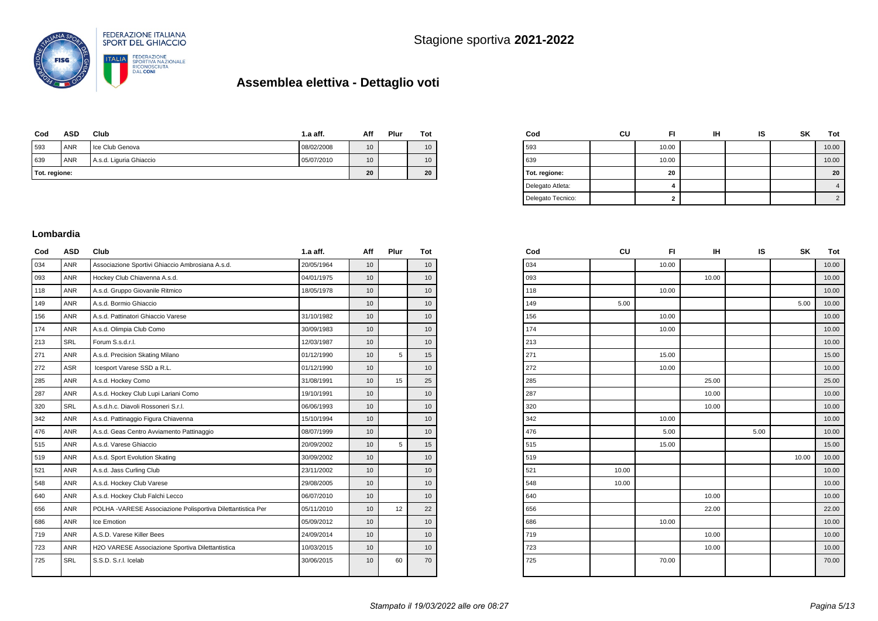Stagione sportiva **2021-2022**

# Assemblea elettiva - Dettaglio voti

| Cod | ASD | Club | 1.a aff. | Aff | Plur | Tot |
|---|---|---|---|---|---|---|
| 593 | ANR | Ice Club Genova | 08/02/2008 | 10 | | 10 |
| 639 | ANR | A.s.d. Liguria Ghiaccio | 05/07/2010 | 10 | | 10 |
| **Tot. regione:** | | | | **20** | | **20** |

| Cod | CU | FI | IH | IS | SK | Tot |
|---|---|---|---|---|---|---|
| 593 | | 10.00 | | | | 10.00 |
| 639 | | 10.00 | | | | 10.00 |
| **Tot. regione:** | | **20** | | | | **20** |
| Delegato Atleta: | | **4** | | | | 4 |
| Delegato Tecnico: | | **2** | | | | 2 |

### Lombardia

| Cod | ASD | Club | 1.a aff. | Aff | Plur | Tot |
|---|---|---|---|---|---|---|
| 034 | ANR | Associazione Sportivi Ghiaccio Ambrosiana A.s.d. | 20/05/1964 | 10 | | 10 |
| 093 | ANR | Hockey Club Chiavenna A.s.d. | 04/01/1975 | 10 | | 10 |
| 118 | ANR | A.s.d. Gruppo Giovanile Ritmico | 18/05/1978 | 10 | | 10 |
| 149 | ANR | A.s.d. Bormio Ghiaccio | | 10 | | 10 |
| 156 | ANR | A.s.d. Pattinatori Ghiaccio Varese | 31/10/1982 | 10 | | 10 |
| 174 | ANR | A.s.d. Olimpia Club Como | 30/09/1983 | 10 | | 10 |
| 213 | SRL | Forum S.s.d.r.l. | 12/03/1987 | 10 | | 10 |
| 271 | ANR | A.s.d. Precision Skating Milano | 01/12/1990 | 10 | 5 | 15 |
| 272 | ASR | Icesport Varese SSD a R.L. | 01/12/1990 | 10 | | 10 |
| 285 | ANR | A.s.d. Hockey Como | 31/08/1991 | 10 | 15 | 25 |
| 287 | ANR | A.s.d. Hockey Club Lupi Lariani Como | 19/10/1991 | 10 | | 10 |
| 320 | SRL | A.s.d.h.c. Diavoli Rossoneri S.r.l. | 06/06/1993 | 10 | | 10 |
| 342 | ANR | A.s.d. Pattinaggio Figura Chiavenna | 15/10/1994 | 10 | | 10 |
| 476 | ANR | A.s.d. Geas Centro Avviamento Pattinaggio | 08/07/1999 | 10 | | 10 |
| 515 | ANR | A.s.d. Varese Ghiaccio | 20/09/2002 | 10 | 5 | 15 |
| 519 | ANR | A.s.d. Sport Evolution Skating | 30/09/2002 | 10 | | 10 |
| 521 | ANR | A.s.d. Jass Curling Club | 23/11/2002 | 10 | | 10 |
| 548 | ANR | A.s.d. Hockey Club Varese | 29/08/2005 | 10 | | 10 |
| 640 | ANR | A.s.d. Hockey Club Falchi Lecco | 06/07/2010 | 10 | | 10 |
| 656 | ANR | POLHA -VARESE Associazione Polisportiva Dilettantistica Per | 05/11/2010 | 10 | 12 | 22 |
| 686 | ANR | Ice Emotion | 05/09/2012 | 10 | | 10 |
| 719 | ANR | A.S.D. Varese Killer Bees | 24/09/2014 | 10 | | 10 |
| 723 | ANR | H2O VARESE Associazione Sportiva Dilettantistica | 10/03/2015 | 10 | | 10 |
| 725 | SRL | S.S.D. S.r.l. Icelab | 30/06/2015 | 10 | 60 | 70 |

| Cod | CU | FI | IH | IS | SK | Tot |
|---|---|---|---|---|---|---|
| 034 | | 10.00 | | | | 10.00 |
| 093 | | | 10.00 | | | 10.00 |
| 118 | | 10.00 | | | | 10.00 |
| 149 | 5.00 | | | | 5.00 | 10.00 |
| 156 | | 10.00 | | | | 10.00 |
| 174 | | 10.00 | | | | 10.00 |
| 213 | | | | | | 10.00 |
| 271 | | 15.00 | | | | 15.00 |
| 272 | | 10.00 | | | | 10.00 |
| 285 | | | 25.00 | | | 25.00 |
| 287 | | | 10.00 | | | 10.00 |
| 320 | | | 10.00 | | | 10.00 |
| 342 | | 10.00 | | | | 10.00 |
| 476 | | 5.00 | | 5.00 | | 10.00 |
| 515 | | 15.00 | | | | 15.00 |
| 519 | | | | | 10.00 | 10.00 |
| 521 | 10.00 | | | | | 10.00 |
| 548 | 10.00 | | | | | 10.00 |
| 640 | | | 10.00 | | | 10.00 |
| 656 | | | 22.00 | | | 22.00 |
| 686 | | 10.00 | | | | 10.00 |
| 719 | | | 10.00 | | | 10.00 |
| 723 | | | 10.00 | | | 10.00 |
| 725 | | 70.00 | | | | 70.00 |

*Stampato il 19/03/2022 alle ore 08:27*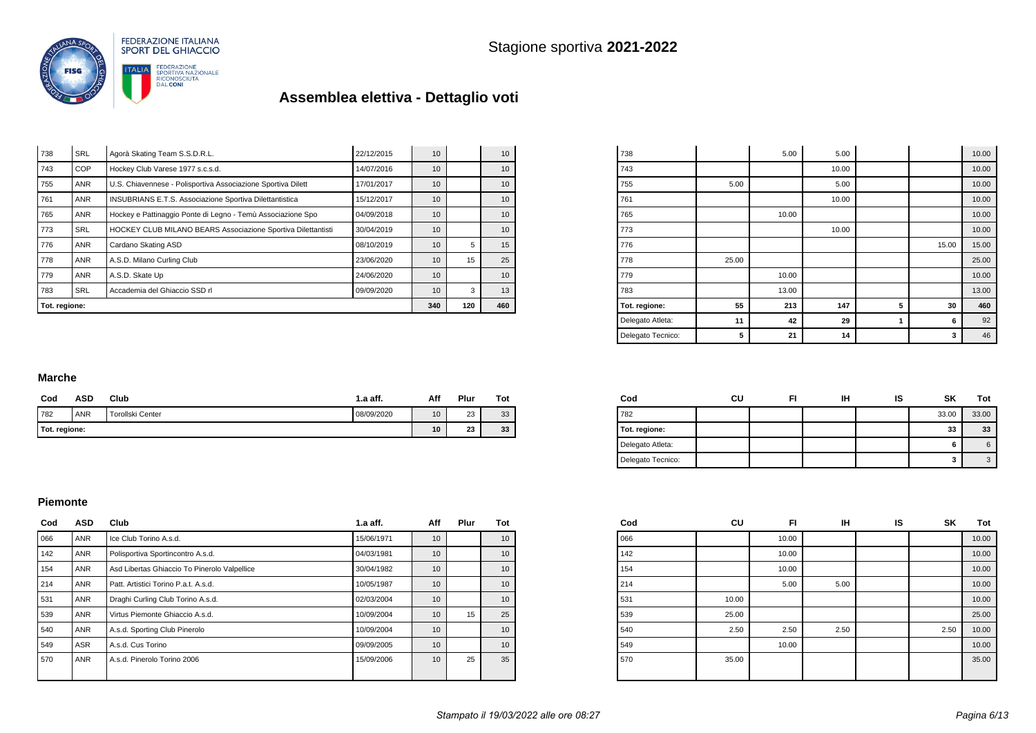Stagione sportiva **2021-2022**

## Assemblea elettiva - Dettaglio voti

| Cod | ASD | Club | 1.a aff. | Aff | Plur | Tot |
|---|---|---|---|---|---|---|
| 738 | SRL | Agorà Skating Team S.S.D.R.L. | 22/12/2015 | 10 | | 10 |
| 743 | COP | Hockey Club Varese 1977 s.c.s.d. | 14/07/2016 | 10 | | 10 |
| 755 | ANR | U.S. Chiavennese - Polisportiva Associazione Sportiva Dilett | 17/01/2017 | 10 | | 10 |
| 761 | ANR | INSUBRIANS E.T.S. Associazione Sportiva Dilettantistica | 15/12/2017 | 10 | | 10 |
| 765 | ANR | Hockey e Pattinaggio Ponte di Legno - Temù Associazione Spo | 04/09/2018 | 10 | | 10 |
| 773 | SRL | HOCKEY CLUB MILANO BEARS Associazione Sportiva Dilettantisti | 30/04/2019 | 10 | | 10 |
| 776 | ANR | Cardano Skating ASD | 08/10/2019 | 10 | 5 | 15 |
| 778 | ANR | A.S.D. Milano Curling Club | 23/06/2020 | 10 | 15 | 25 |
| 779 | ANR | A.S.D. Skate Up | 24/06/2020 | 10 | | 10 |
| 783 | SRL | Accademia del Ghiaccio SSD rl | 09/09/2020 | 10 | 3 | 13 |
| Tot. regione: | | | | 340 | 120 | 460 |

| Cod | CU | FI | IH | IS | SK | Tot |
|---|---|---|---|---|---|---|
| 738 | | 5.00 | 5.00 | | | 10.00 |
| 743 | | | 10.00 | | | 10.00 |
| 755 | 5.00 | | 5.00 | | | 10.00 |
| 761 | | | 10.00 | | | 10.00 |
| 765 | | 10.00 | | | | 10.00 |
| 773 | | | 10.00 | | | 10.00 |
| 776 | | | | | 15.00 | 15.00 |
| 778 | 25.00 | | | | | 25.00 |
| 779 | | 10.00 | | | | 10.00 |
| 783 | | 13.00 | | | | 13.00 |
| Tot. regione: | 55 | 213 | 147 | 5 | 30 | 460 |
| Delegato Atleta: | 11 | 42 | 29 | 1 | 6 | 92 |
| Delegato Tecnico: | 5 | 21 | 14 | | 3 | 46 |

### Marche

| Cod | ASD | Club | 1.a aff. | Aff | Plur | Tot |
|---|---|---|---|---|---|---|
| 782 | ANR | Torollski Center | 08/09/2020 | 10 | 23 | 33 |
| Tot. regione: | | | | 10 | 23 | 33 |

| Cod | CU | FI | IH | IS | SK | Tot |
|---|---|---|---|---|---|---|
| 782 | | | | | 33.00 | 33.00 |
| Tot. regione: | | | | | 33 | 33 |
| Delegato Atleta: | | | | | 6 | 6 |
| Delegato Tecnico: | | | | | 3 | 3 |

### Piemonte

| Cod | ASD | Club | 1.a aff. | Aff | Plur | Tot |
|---|---|---|---|---|---|---|
| 066 | ANR | Ice Club Torino A.s.d. | 15/06/1971 | 10 | | 10 |
| 142 | ANR | Polisportiva Sportincontro A.s.d. | 04/03/1981 | 10 | | 10 |
| 154 | ANR | Asd Libertas Ghiaccio To Pinerolo Valpellice | 30/04/1982 | 10 | | 10 |
| 214 | ANR | Patt. Artistici Torino P.a.t. A.s.d. | 10/05/1987 | 10 | | 10 |
| 531 | ANR | Draghi Curling Club Torino A.s.d. | 02/03/2004 | 10 | | 10 |
| 539 | ANR | Virtus Piemonte Ghiaccio A.s.d. | 10/09/2004 | 10 | 15 | 25 |
| 540 | ANR | A.s.d. Sporting Club Pinerolo | 10/09/2004 | 10 | | 10 |
| 549 | ASR | A.s.d. Cus Torino | 09/09/2005 | 10 | | 10 |
| 570 | ANR | A.s.d. Pinerolo Torino 2006 | 15/09/2006 | 10 | 25 | 35 |

| Cod | CU | FI | IH | IS | SK | Tot |
|---|---|---|---|---|---|---|
| 066 | | 10.00 | | | | 10.00 |
| 142 | | 10.00 | | | | 10.00 |
| 154 | | 10.00 | | | | 10.00 |
| 214 | | 5.00 | 5.00 | | | 10.00 |
| 531 | 10.00 | | | | | 10.00 |
| 539 | 25.00 | | | | | 25.00 |
| 540 | 2.50 | 2.50 | 2.50 | | 2.50 | 10.00 |
| 549 | | 10.00 | | | | 10.00 |
| 570 | 35.00 | | | | | 35.00 |

*Stampato il 19/03/2022 alle ore 08:27*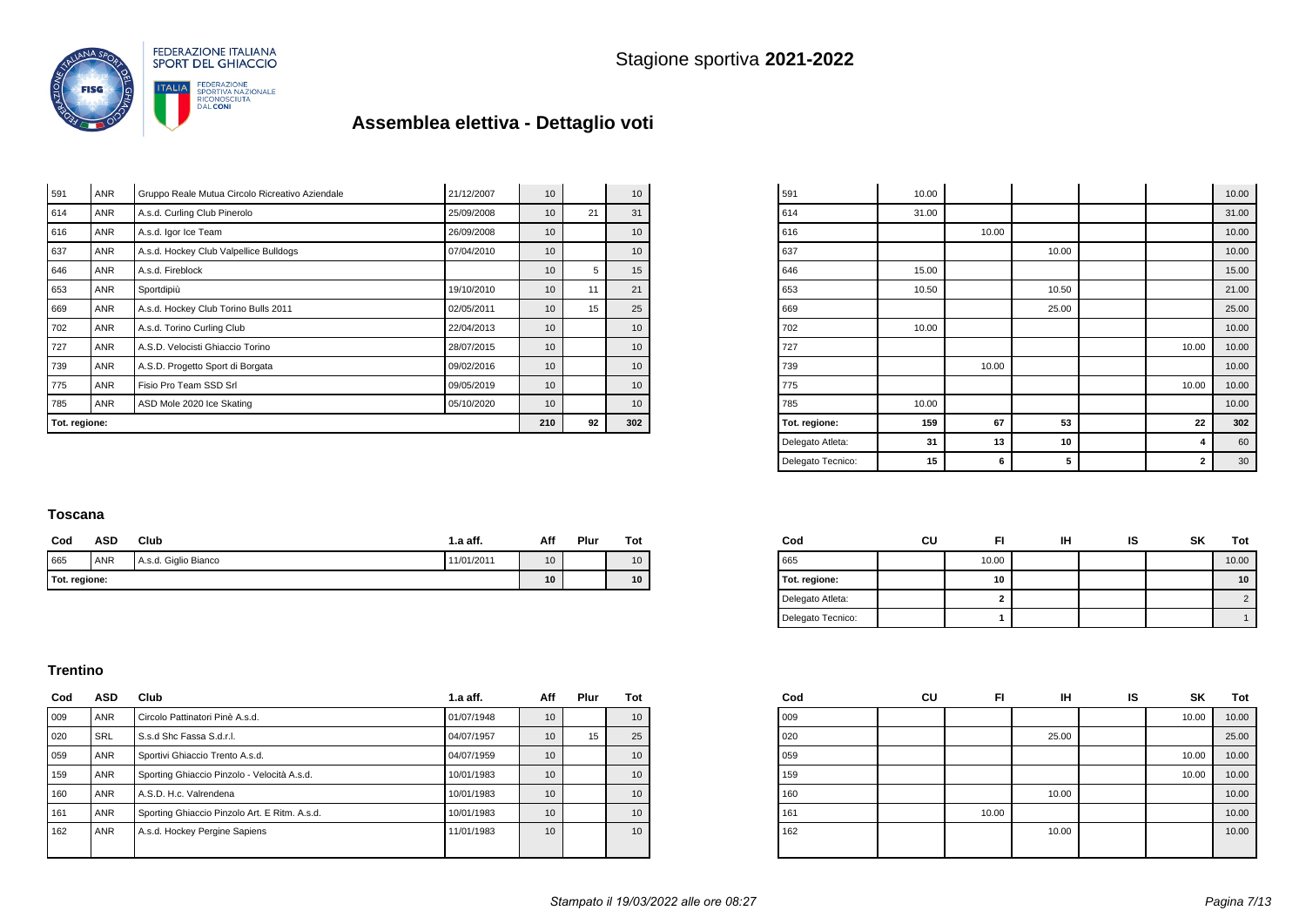Stagione sportiva **2021-2022**

# Assemblea elettiva - Dettaglio voti

| Cod | ASD | Club | 1.a aff. | Aff | Plur | Tot |
|---|---|---|---|---|---|---|
| 591 | ANR | Gruppo Reale Mutua Circolo Ricreativo Aziendale | 21/12/2007 | 10 | | 10 |
| 614 | ANR | A.s.d. Curling Club Pinerolo | 25/09/2008 | 10 | 21 | 31 |
| 616 | ANR | A.s.d. Igor Ice Team | 26/09/2008 | 10 | | 10 |
| 637 | ANR | A.s.d. Hockey Club Valpellice Bulldogs | 07/04/2010 | 10 | | 10 |
| 646 | ANR | A.s.d. Fireblock | | 10 | 5 | 15 |
| 653 | ANR | Sportdipiù | 19/10/2010 | 10 | 11 | 21 |
| 669 | ANR | A.s.d. Hockey Club Torino Bulls 2011 | 02/05/2011 | 10 | 15 | 25 |
| 702 | ANR | A.s.d. Torino Curling Club | 22/04/2013 | 10 | | 10 |
| 727 | ANR | A.S.D. Velocisti Ghiaccio Torino | 28/07/2015 | 10 | | 10 |
| 739 | ANR | A.S.D. Progetto Sport di Borgata | 09/02/2016 | 10 | | 10 |
| 775 | ANR | Fisio Pro Team SSD Srl | 09/05/2019 | 10 | | 10 |
| 785 | ANR | ASD Mole 2020 Ice Skating | 05/10/2020 | 10 | | 10 |
| **Tot. regione:** | | | | **210** | **92** | **302** |

| Cod | CU | FI | IH | IS | SK | Tot |
|---|---|---|---|---|---|---|
| 591 | 10.00 | | | | | 10.00 |
| 614 | 31.00 | | | | | 31.00 |
| 616 | | 10.00 | | | | 10.00 |
| 637 | | | 10.00 | | | 10.00 |
| 646 | 15.00 | | | | | 15.00 |
| 653 | 10.50 | | 10.50 | | | 21.00 |
| 669 | | | 25.00 | | | 25.00 |
| 702 | 10.00 | | | | | 10.00 |
| 727 | | | | | 10.00 | 10.00 |
| 739 | | 10.00 | | | | 10.00 |
| 775 | | | | | 10.00 | 10.00 |
| 785 | 10.00 | | | | | 10.00 |
| **Tot. regione:** | **159** | **67** | **53** | | **22** | **302** |
| Delegato Atleta: | **31** | **13** | **10** | | **4** | 60 |
| Delegato Tecnico: | **15** | **6** | **5** | | **2** | 30 |

### Toscana

| Cod | ASD | Club | 1.a aff. | Aff | Plur | Tot |
|---|---|---|---|---|---|---|
| 665 | ANR | A.s.d. Giglio Bianco | 11/01/2011 | 10 | | 10 |
| **Tot. regione:** | | | | **10** | | **10** |

| Cod | CU | FI | IH | IS | SK | Tot |
|---|---|---|---|---|---|---|
| 665 | | 10.00 | | | | 10.00 |
| **Tot. regione:** | | **10** | | | | **10** |
| Delegato Atleta: | | **2** | | | | 2 |
| Delegato Tecnico: | | **1** | | | | 1 |

### Trentino

| Cod | ASD | Club | 1.a aff. | Aff | Plur | Tot |
|---|---|---|---|---|---|---|
| 009 | ANR | Circolo Pattinatori Pinè A.s.d. | 01/07/1948 | 10 | | 10 |
| 020 | SRL | S.s.d Shc Fassa S.d.r.l. | 04/07/1957 | 10 | 15 | 25 |
| 059 | ANR | Sportivi Ghiaccio Trento A.s.d. | 04/07/1959 | 10 | | 10 |
| 159 | ANR | Sporting Ghiaccio Pinzolo - Velocità A.s.d. | 10/01/1983 | 10 | | 10 |
| 160 | ANR | A.S.D. H.c. Valrendena | 10/01/1983 | 10 | | 10 |
| 161 | ANR | Sporting Ghiaccio Pinzolo Art. E Ritm. A.s.d. | 10/01/1983 | 10 | | 10 |
| 162 | ANR | A.s.d. Hockey Pergine Sapiens | 11/01/1983 | 10 | | 10 |

| Cod | CU | FI | IH | IS | SK | Tot |
|---|---|---|---|---|---|---|
| 009 | | | | | 10.00 | 10.00 |
| 020 | | | 25.00 | | | 25.00 |
| 059 | | | | | 10.00 | 10.00 |
| 159 | | | | | 10.00 | 10.00 |
| 160 | | | 10.00 | | | 10.00 |
| 161 | | 10.00 | | | | 10.00 |
| 162 | | | 10.00 | | | 10.00 |

*Stampato il 19/03/2022 alle ore 08:27*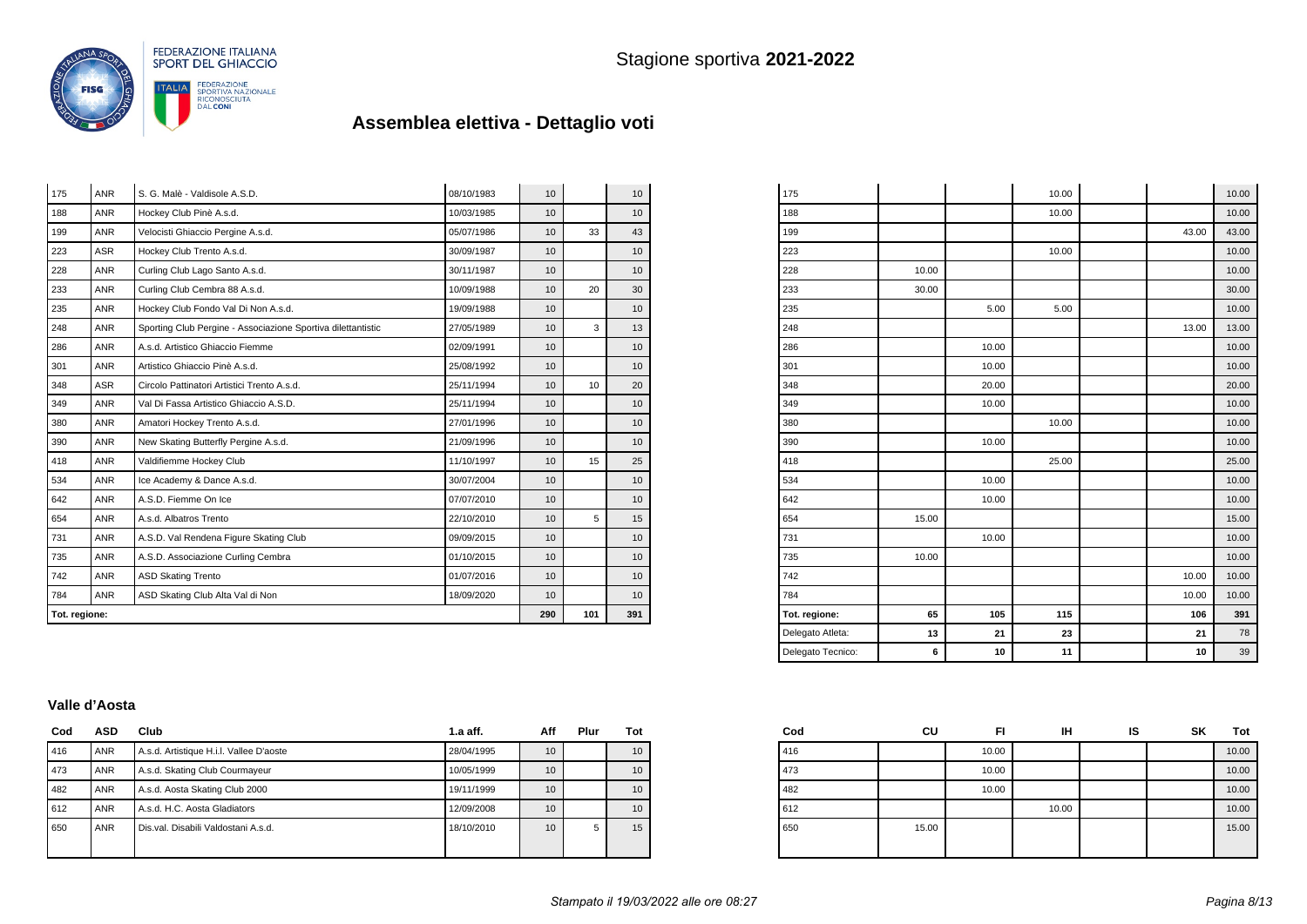Stagione sportiva **2021-2022**

## Assemblea elettiva - Dettaglio voti

| Cod | ASD | Club | 1.a aff. | Aff | Plur | Tot |
|---|---|---|---|---|---|---|
| 175 | ANR | S. G. Malè - Valdisole A.S.D. | 08/10/1983 | 10 | | 10 |
| 188 | ANR | Hockey Club Pinè A.s.d. | 10/03/1985 | 10 | | 10 |
| 199 | ANR | Velocisti Ghiaccio Pergine A.s.d. | 05/07/1986 | 10 | 33 | 43 |
| 223 | ASR | Hockey Club Trento A.s.d. | 30/09/1987 | 10 | | 10 |
| 228 | ANR | Curling Club Lago Santo A.s.d. | 30/11/1987 | 10 | | 10 |
| 233 | ANR | Curling Club Cembra 88 A.s.d. | 10/09/1988 | 10 | 20 | 30 |
| 235 | ANR | Hockey Club Fondo Val Di Non A.s.d. | 19/09/1988 | 10 | | 10 |
| 248 | ANR | Sporting Club Pergine - Associazione Sportiva dilettantistic | 27/05/1989 | 10 | 3 | 13 |
| 286 | ANR | A.s.d. Artistico Ghiaccio Fiemme | 02/09/1991 | 10 | | 10 |
| 301 | ANR | Artistico Ghiaccio Pinè A.s.d. | 25/08/1992 | 10 | | 10 |
| 348 | ASR | Circolo Pattinatori Artistici Trento A.s.d. | 25/11/1994 | 10 | 10 | 20 |
| 349 | ANR | Val Di Fassa Artistico Ghiaccio A.S.D. | 25/11/1994 | 10 | | 10 |
| 380 | ANR | Amatori Hockey Trento A.s.d. | 27/01/1996 | 10 | | 10 |
| 390 | ANR | New Skating Butterfly Pergine A.s.d. | 21/09/1996 | 10 | | 10 |
| 418 | ANR | Valdifiemme Hockey Club | 11/10/1997 | 10 | 15 | 25 |
| 534 | ANR | Ice Academy & Dance A.s.d. | 30/07/2004 | 10 | | 10 |
| 642 | ANR | A.S.D. Fiemme On Ice | 07/07/2010 | 10 | | 10 |
| 654 | ANR | A.s.d. Albatros Trento | 22/10/2010 | 10 | 5 | 15 |
| 731 | ANR | A.S.D. Val Rendena Figure Skating Club | 09/09/2015 | 10 | | 10 |
| 735 | ANR | A.S.D. Associazione Curling Cembra | 01/10/2015 | 10 | | 10 |
| 742 | ANR | ASD Skating Trento | 01/07/2016 | 10 | | 10 |
| 784 | ANR | ASD Skating Club Alta Val di Non | 18/09/2020 | 10 | | 10 |
| **Tot. regione:** | | | | **290** | **101** | **391** |

| Cod | CU | FI | IH | IS | SK | Tot |
|---|---|---|---|---|---|---|
| 175 | | | 10.00 | | | 10.00 |
| 188 | | | 10.00 | | | 10.00 |
| 199 | | | | | 43.00 | 43.00 |
| 223 | | | 10.00 | | | 10.00 |
| 228 | 10.00 | | | | | 10.00 |
| 233 | 30.00 | | | | | 30.00 |
| 235 | | 5.00 | 5.00 | | | 10.00 |
| 248 | | | | | 13.00 | 13.00 |
| 286 | | 10.00 | | | | 10.00 |
| 301 | | 10.00 | | | | 10.00 |
| 348 | | 20.00 | | | | 20.00 |
| 349 | | 10.00 | | | | 10.00 |
| 380 | | | 10.00 | | | 10.00 |
| 390 | | 10.00 | | | | 10.00 |
| 418 | | | 25.00 | | | 25.00 |
| 534 | | 10.00 | | | | 10.00 |
| 642 | | 10.00 | | | | 10.00 |
| 654 | 15.00 | | | | | 15.00 |
| 731 | | 10.00 | | | | 10.00 |
| 735 | 10.00 | | | | | 10.00 |
| 742 | | | | | 10.00 | 10.00 |
| 784 | | | | | 10.00 | 10.00 |
| Tot. regione: | **65** | **105** | **115** | | **106** | **391** |
| Delegato Atleta: | **13** | **21** | **23** | | **21** | 78 |
| Delegato Tecnico: | **6** | **10** | **11** | | **10** | 39 |

### Valle d'Aosta

| Cod | ASD | Club | 1.a aff. | Aff | Plur | Tot |
|---|---|---|---|---|---|---|
| 416 | ANR | A.s.d. Artistique H.i.l. Vallee D'aoste | 28/04/1995 | 10 | | 10 |
| 473 | ANR | A.s.d. Skating Club Courmayeur | 10/05/1999 | 10 | | 10 |
| 482 | ANR | A.s.d. Aosta Skating Club 2000 | 19/11/1999 | 10 | | 10 |
| 612 | ANR | A.s.d. H.C. Aosta Gladiators | 12/09/2008 | 10 | | 10 |
| 650 | ANR | Dis.val. Disabili Valdostani A.s.d. | 18/10/2010 | 10 | 5 | 15 |

| Cod | CU | FI | IH | IS | SK | Tot |
|---|---|---|---|---|---|---|
| 416 | | 10.00 | | | | 10.00 |
| 473 | | 10.00 | | | | 10.00 |
| 482 | | 10.00 | | | | 10.00 |
| 612 | | | 10.00 | | | 10.00 |
| 650 | 15.00 | | | | | 15.00 |

*Stampato il 19/03/2022 alle ore 08:27*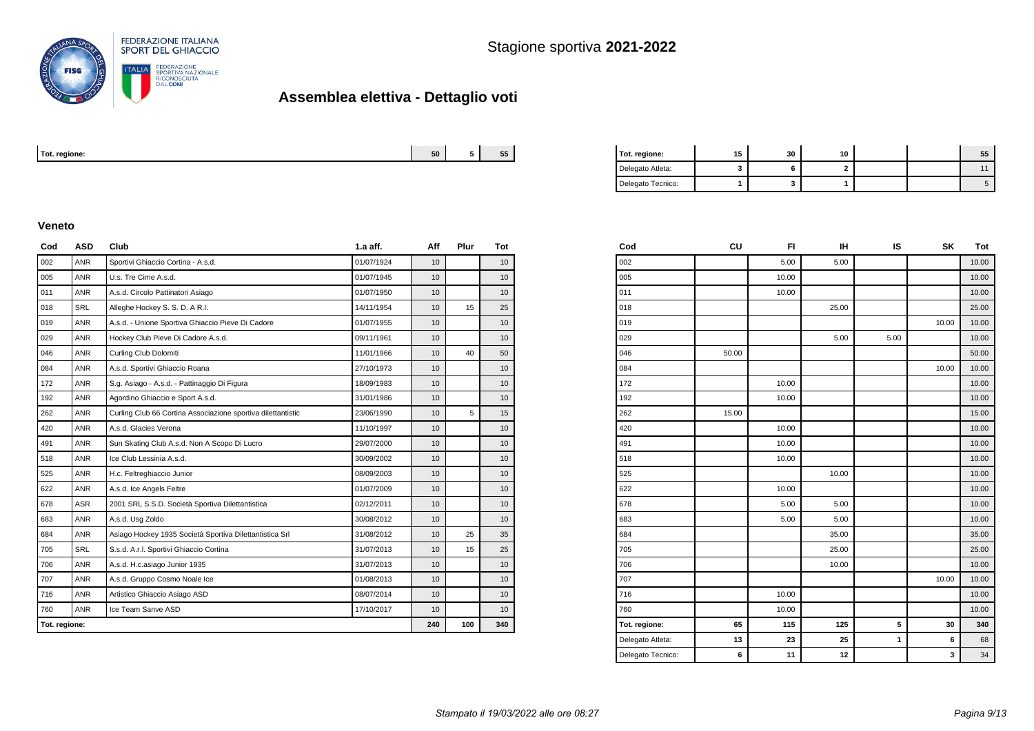FEDERAZIONE ITALIANA SPORT DEL GHIACCIO

FEDERAZIONE SPORTIVA NAZIONALE RICONOSCIUTA DAL CONI

Stagione sportiva **2021-2022**

# Assemblea elettiva - Dettaglio voti

| Tot. regione: | 50 | 5 | 55 |
|---|---|---|---|

| Tot. regione: | 15 | 30 | 10 | | | 55 |
|---|---|---|---|---|---|---|
| Delegato Atleta: | 3 | 6 | 2 | | | 11 |
| Delegato Tecnico: | 1 | 3 | 1 | | | 5 |

### Veneto

| Cod | ASD | Club | 1.a aff. | Aff | Plur | Tot |
|---|---|---|---|---|---|---|
| 002 | ANR | Sportivi Ghiaccio Cortina - A.s.d. | 01/07/1924 | 10 | | 10 |
| 005 | ANR | U.s. Tre Cime A.s.d. | 01/07/1945 | 10 | | 10 |
| 011 | ANR | A.s.d. Circolo Pattinatori Asiago | 01/07/1950 | 10 | | 10 |
| 018 | SRL | Alleghe Hockey S. S. D. A R.l. | 14/11/1954 | 10 | 15 | 25 |
| 019 | ANR | A.s.d. - Unione Sportiva Ghiaccio Pieve Di Cadore | 01/07/1955 | 10 | | 10 |
| 029 | ANR | Hockey Club Pieve Di Cadore A.s.d. | 09/11/1961 | 10 | | 10 |
| 046 | ANR | Curling Club Dolomiti | 11/01/1966 | 10 | 40 | 50 |
| 084 | ANR | A.s.d. Sportivi Ghiaccio Roana | 27/10/1973 | 10 | | 10 |
| 172 | ANR | S.g. Asiago - A.s.d. - Pattinaggio Di Figura | 18/09/1983 | 10 | | 10 |
| 192 | ANR | Agordino Ghiaccio e Sport A.s.d. | 31/01/1986 | 10 | | 10 |
| 262 | ANR | Curling Club 66 Cortina Associazione sportiva dilettantistic | 23/06/1990 | 10 | 5 | 15 |
| 420 | ANR | A.s.d. Glacies Verona | 11/10/1997 | 10 | | 10 |
| 491 | ANR | Sun Skating Club A.s.d. Non A Scopo Di Lucro | 29/07/2000 | 10 | | 10 |
| 518 | ANR | Ice Club Lessinia A.s.d. | 30/09/2002 | 10 | | 10 |
| 525 | ANR | H.c. Feltreghiaccio Junior | 08/09/2003 | 10 | | 10 |
| 622 | ANR | A.s.d. Ice Angels Feltre | 01/07/2009 | 10 | | 10 |
| 678 | ASR | 2001 SRL S.S.D. Società Sportiva Dilettantistica | 02/12/2011 | 10 | | 10 |
| 683 | ANR | A.s.d. Usg Zoldo | 30/08/2012 | 10 | | 10 |
| 684 | ANR | Asiago Hockey 1935 Società Sportiva Dilettantistica Srl | 31/08/2012 | 10 | 25 | 35 |
| 705 | SRL | S.s.d. A.r.l. Sportivi Ghiaccio Cortina | 31/07/2013 | 10 | 15 | 25 |
| 706 | ANR | A.s.d. H.c.asiago Junior 1935 | 31/07/2013 | 10 | | 10 |
| 707 | ANR | A.s.d. Gruppo Cosmo Noale Ice | 01/08/2013 | 10 | | 10 |
| 716 | ANR | Artistico Ghiaccio Asiago ASD | 08/07/2014 | 10 | | 10 |
| 760 | ANR | Ice Team Sanve ASD | 17/10/2017 | 10 | | 10 |
| **Tot. regione:** | | | | **240** | **100** | **340** |

| Cod | CU | FI | IH | IS | SK | Tot |
|---|---|---|---|---|---|---|
| 002 | | 5.00 | 5.00 | | | 10.00 |
| 005 | | 10.00 | | | | 10.00 |
| 011 | | 10.00 | | | | 10.00 |
| 018 | | | 25.00 | | | 25.00 |
| 019 | | | | | 10.00 | 10.00 |
| 029 | | | 5.00 | 5.00 | | 10.00 |
| 046 | 50.00 | | | | | 50.00 |
| 084 | | | | | 10.00 | 10.00 |
| 172 | | 10.00 | | | | 10.00 |
| 192 | | 10.00 | | | | 10.00 |
| 262 | 15.00 | | | | | 15.00 |
| 420 | | 10.00 | | | | 10.00 |
| 491 | | 10.00 | | | | 10.00 |
| 518 | | 10.00 | | | | 10.00 |
| 525 | | | 10.00 | | | 10.00 |
| 622 | | 10.00 | | | | 10.00 |
| 678 | | 5.00 | 5.00 | | | 10.00 |
| 683 | | 5.00 | 5.00 | | | 10.00 |
| 684 | | | 35.00 | | | 35.00 |
| 705 | | | 25.00 | | | 25.00 |
| 706 | | | 10.00 | | | 10.00 |
| 707 | | | | | 10.00 | 10.00 |
| 716 | | 10.00 | | | | 10.00 |
| 760 | | 10.00 | | | | 10.00 |
| **Tot. regione:** | **65** | **115** | **125** | **5** | **30** | **340** |
| Delegato Atleta: | **13** | **23** | **25** | **1** | **6** | 68 |
| Delegato Tecnico: | **6** | **11** | **12** | | **3** | 34 |

*Stampato il 19/03/2022 alle ore 08:27*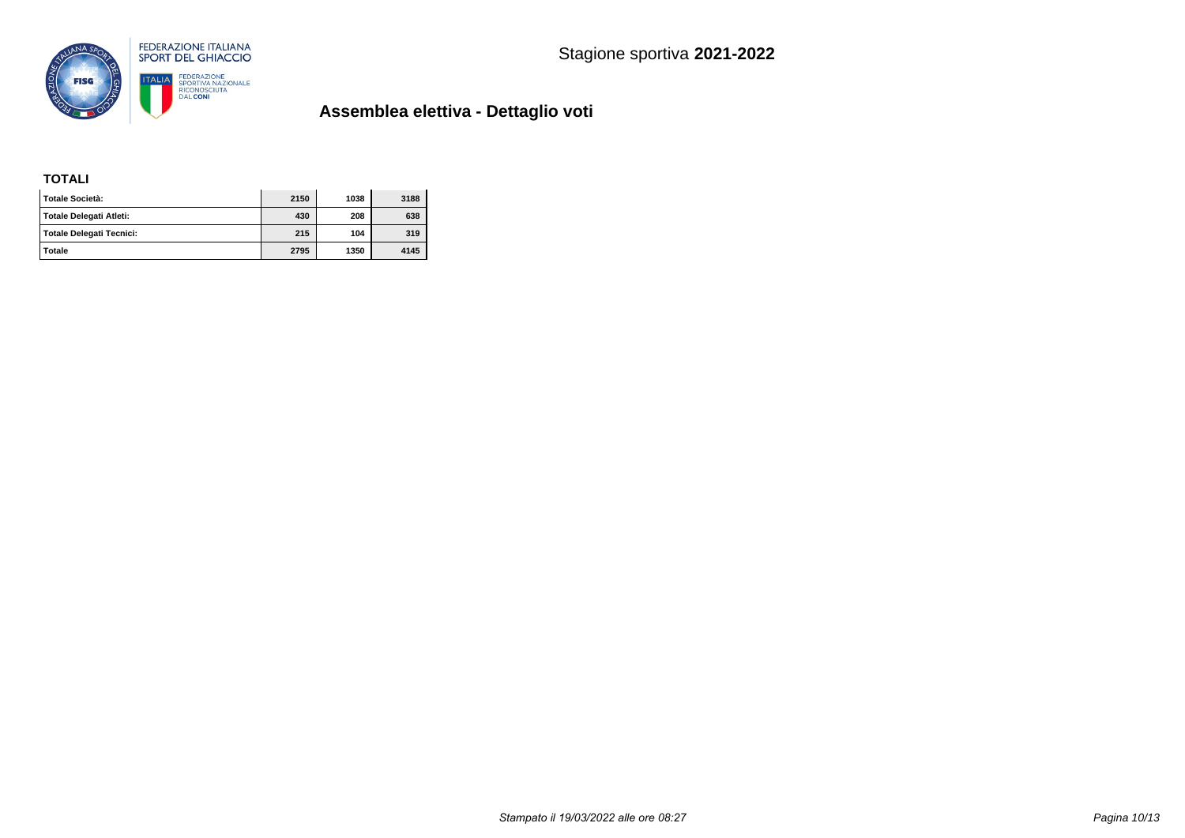Stagione sportiva **2021-2022**

## Assemblea elettiva - Dettaglio voti

### TOTALI

| | | | |
|---|---|---|---|
| **Totale Società:** | **2150** | **1038** | **3188** |
| **Totale Delegati Atleti:** | **430** | **208** | **638** |
| **Totale Delegati Tecnici:** | **215** | **104** | **319** |
| **Totale** | **2795** | **1350** | **4145** |

*Stampato il 19/03/2022 alle ore 08:27*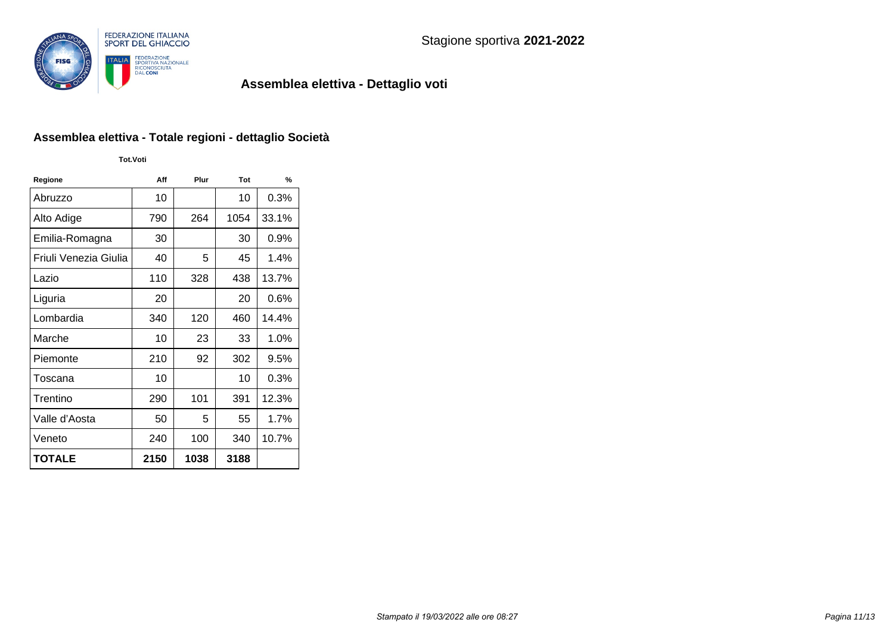Stagione sportiva **2021-2022**

## Assemblea elettiva - Dettaglio voti

### Assemblea elettiva - Totale regioni - dettaglio Società

| | Tot.Voti | | | |
|---|---|---|---|---|
| **Regione** | **Aff** | **Plur** | **Tot** | **%** |
| Abruzzo | 10 | | 10 | 0.3% |
| Alto Adige | 790 | 264 | 1054 | 33.1% |
| Emilia-Romagna | 30 | | 30 | 0.9% |
| Friuli Venezia Giulia | 40 | 5 | 45 | 1.4% |
| Lazio | 110 | 328 | 438 | 13.7% |
| Liguria | 20 | | 20 | 0.6% |
| Lombardia | 340 | 120 | 460 | 14.4% |
| Marche | 10 | 23 | 33 | 1.0% |
| Piemonte | 210 | 92 | 302 | 9.5% |
| Toscana | 10 | | 10 | 0.3% |
| Trentino | 290 | 101 | 391 | 12.3% |
| Valle d'Aosta | 50 | 5 | 55 | 1.7% |
| Veneto | 240 | 100 | 340 | 10.7% |
| **TOTALE** | **2150** | **1038** | **3188** | |

*Stampato il 19/03/2022 alle ore 08:27*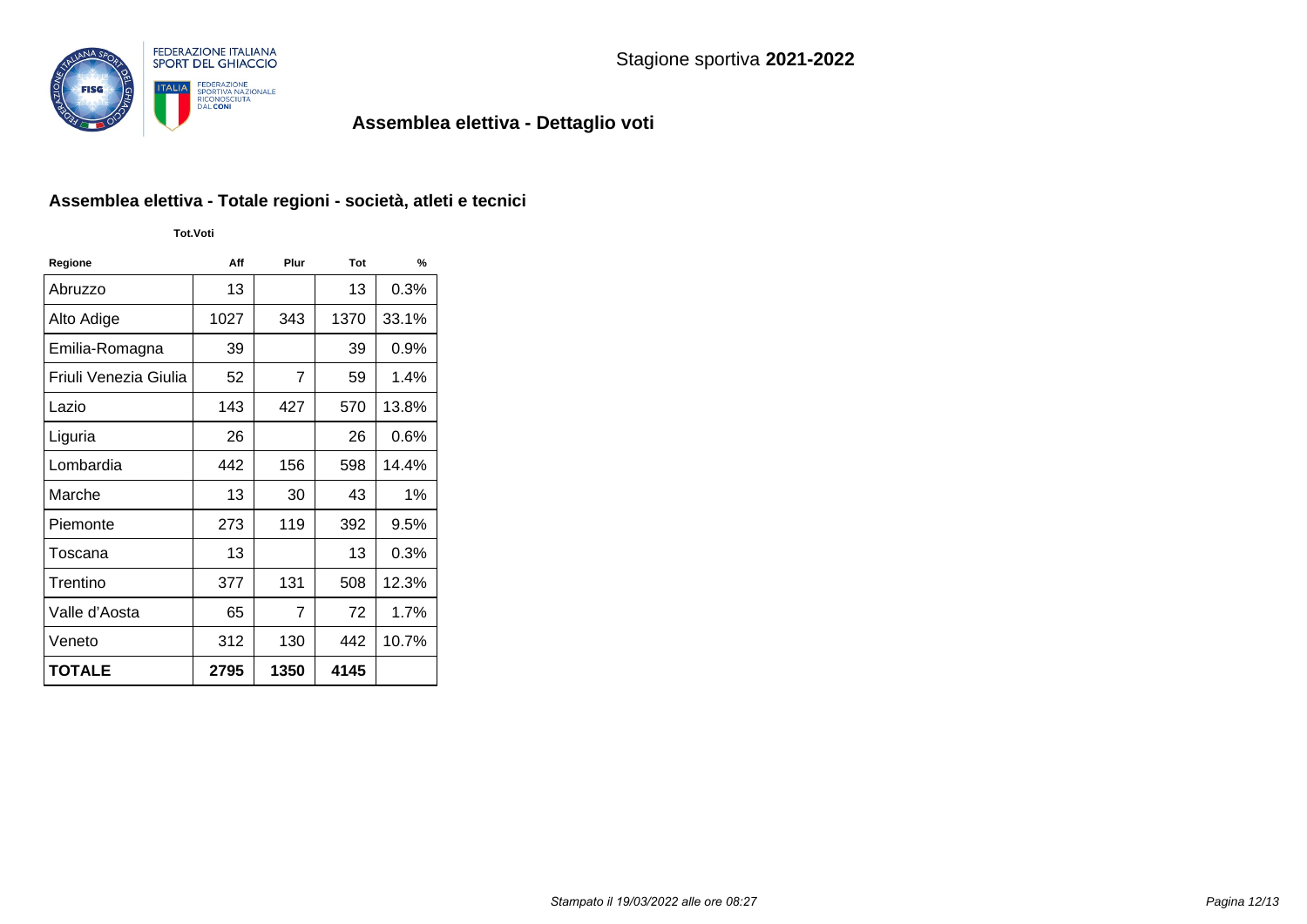FEDERAZIONE ITALIANA SPORT DEL GHIACCIO

Stagione sportiva **2021-2022**

## Assemblea elettiva - Dettaglio voti

### Assemblea elettiva - Totale regioni - società, atleti e tecnici

| Regione | Aff | Plur | Tot | % |
|---|---|---|---|---|
| | **Tot.Voti** | | | |
| Abruzzo | 13 | | 13 | 0.3% |
| Alto Adige | 1027 | 343 | 1370 | 33.1% |
| Emilia-Romagna | 39 | | 39 | 0.9% |
| Friuli Venezia Giulia | 52 | 7 | 59 | 1.4% |
| Lazio | 143 | 427 | 570 | 13.8% |
| Liguria | 26 | | 26 | 0.6% |
| Lombardia | 442 | 156 | 598 | 14.4% |
| Marche | 13 | 30 | 43 | 1% |
| Piemonte | 273 | 119 | 392 | 9.5% |
| Toscana | 13 | | 13 | 0.3% |
| Trentino | 377 | 131 | 508 | 12.3% |
| Valle d'Aosta | 65 | 7 | 72 | 1.7% |
| Veneto | 312 | 130 | 442 | 10.7% |
| **TOTALE** | **2795** | **1350** | **4145** | |

*Stampato il 19/03/2022 alle ore 08:27*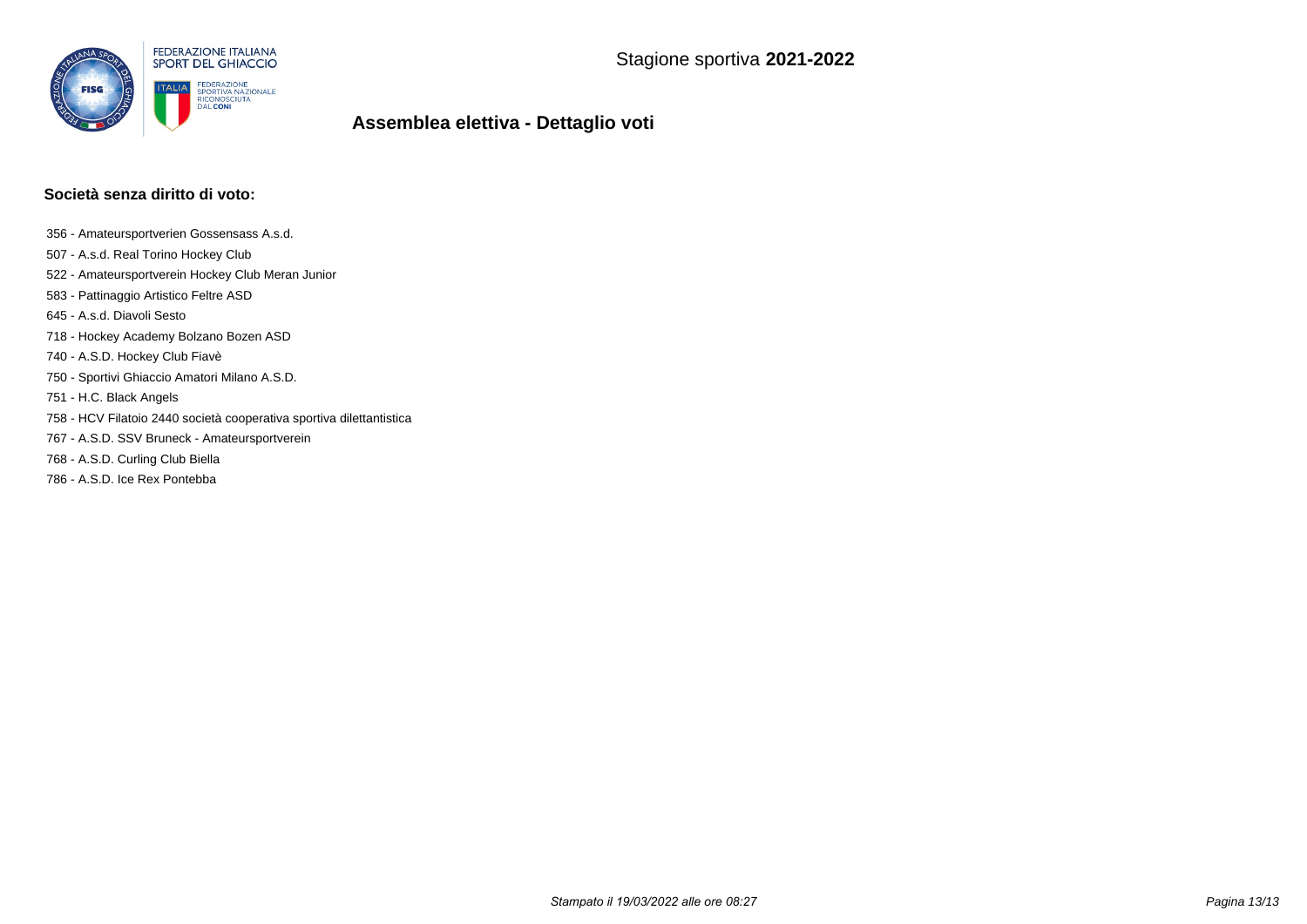**Società senza diritto di voto:**

356 - Amateursportverien Gossensass A.s.d.

507 - A.s.d. Real Torino Hockey Club

522 - Amateursportverein Hockey Club Meran Junior

583 - Pattinaggio Artistico Feltre ASD

645 - A.s.d. Diavoli Sesto

718 - Hockey Academy Bolzano Bozen ASD

740 - A.S.D. Hockey Club Fiavè

750 - Sportivi Ghiaccio Amatori Milano A.S.D.

751 - H.C. Black Angels

758 - HCV Filatoio 2440 società cooperativa sportiva dilettantistica

767 - A.S.D. SSV Bruneck - Amateursportverein

768 - A.S.D. Curling Club Biella

786 - A.S.D. Ice Rex Pontebba